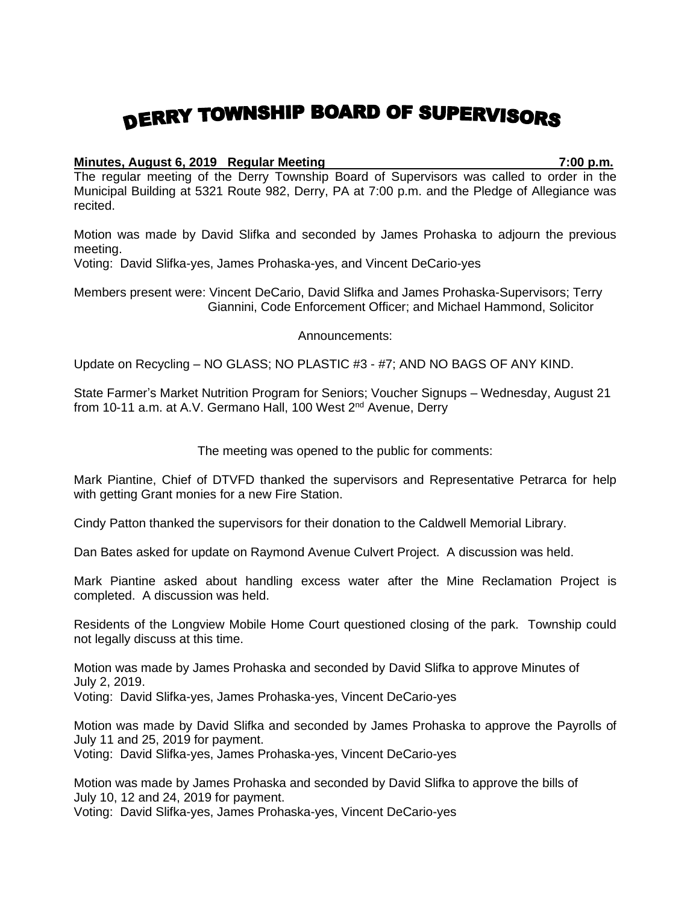# DERRY TOWNSHIP BOARD OF SUPERVISORS

**Minutes, August 6, 2019 Regular Meeting 7:00 p.m.**

The regular meeting of the Derry Township Board of Supervisors was called to order in the Municipal Building at 5321 Route 982, Derry, PA at 7:00 p.m. and the Pledge of Allegiance was recited.

Motion was made by David Slifka and seconded by James Prohaska to adjourn the previous meeting.
Voting: David Slifka-yes, James Prohaska-yes, and Vincent DeCario-yes

Members present were: Vincent DeCario, David Slifka and James Prohaska-Supervisors; Terry Giannini, Code Enforcement Officer; and Michael Hammond, Solicitor

Announcements:

Update on Recycling – NO GLASS; NO PLASTIC #3 - #7; AND NO BAGS OF ANY KIND.

State Farmer's Market Nutrition Program for Seniors; Voucher Signups – Wednesday, August 21 from 10-11 a.m. at A.V. Germano Hall, 100 West 2nd Avenue, Derry

The meeting was opened to the public for comments:

Mark Piantine, Chief of DTVFD thanked the supervisors and Representative Petrarca for help with getting Grant monies for a new Fire Station.

Cindy Patton thanked the supervisors for their donation to the Caldwell Memorial Library.

Dan Bates asked for update on Raymond Avenue Culvert Project. A discussion was held.

Mark Piantine asked about handling excess water after the Mine Reclamation Project is completed. A discussion was held.

Residents of the Longview Mobile Home Court questioned closing of the park. Township could not legally discuss at this time.

Motion was made by James Prohaska and seconded by David Slifka to approve Minutes of July 2, 2019.
Voting: David Slifka-yes, James Prohaska-yes, Vincent DeCario-yes

Motion was made by David Slifka and seconded by James Prohaska to approve the Payrolls of July 11 and 25, 2019 for payment.
Voting: David Slifka-yes, James Prohaska-yes, Vincent DeCario-yes

Motion was made by James Prohaska and seconded by David Slifka to approve the bills of July 10, 12 and 24, 2019 for payment.
Voting: David Slifka-yes, James Prohaska-yes, Vincent DeCario-yes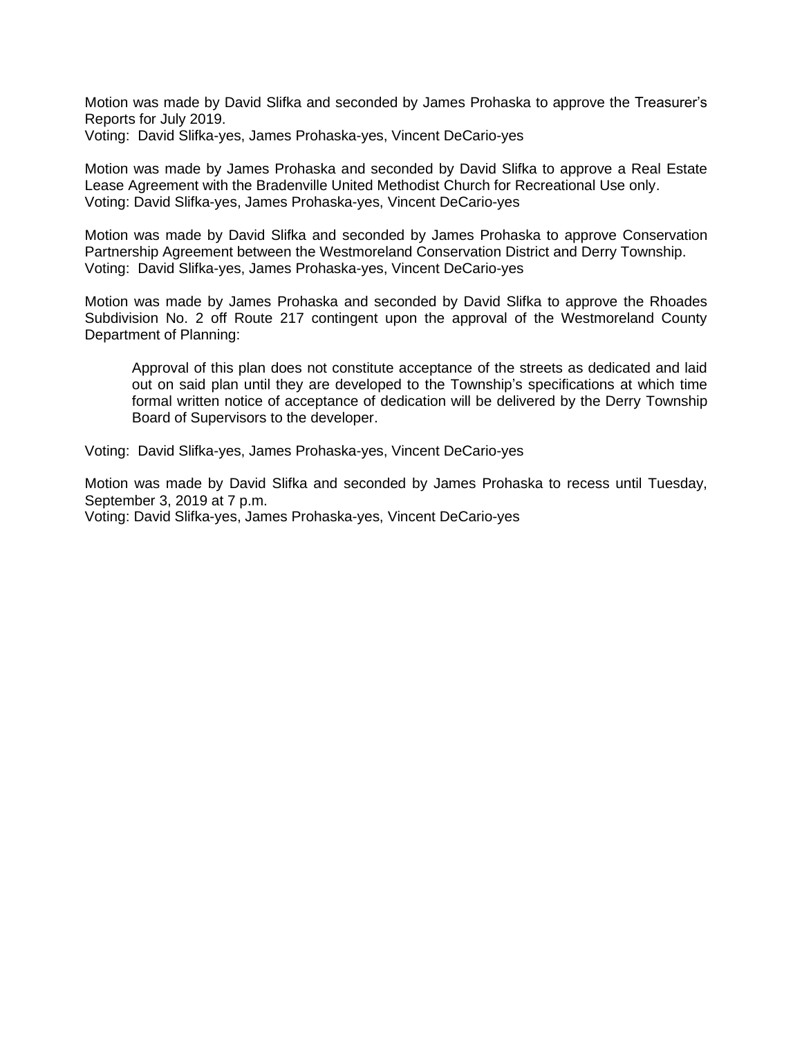Motion was made by David Slifka and seconded by James Prohaska to approve the Treasurer's Reports for July 2019.
Voting: David Slifka-yes, James Prohaska-yes, Vincent DeCario-yes

Motion was made by James Prohaska and seconded by David Slifka to approve a Real Estate Lease Agreement with the Bradenville United Methodist Church for Recreational Use only.
Voting: David Slifka-yes, James Prohaska-yes, Vincent DeCario-yes

Motion was made by David Slifka and seconded by James Prohaska to approve Conservation Partnership Agreement between the Westmoreland Conservation District and Derry Township.
Voting: David Slifka-yes, James Prohaska-yes, Vincent DeCario-yes

Motion was made by James Prohaska and seconded by David Slifka to approve the Rhoades Subdivision No. 2 off Route 217 contingent upon the approval of the Westmoreland County Department of Planning:

> Approval of this plan does not constitute acceptance of the streets as dedicated and laid out on said plan until they are developed to the Township's specifications at which time formal written notice of acceptance of dedication will be delivered by the Derry Township Board of Supervisors to the developer.

Voting: David Slifka-yes, James Prohaska-yes, Vincent DeCario-yes

Motion was made by David Slifka and seconded by James Prohaska to recess until Tuesday, September 3, 2019 at 7 p.m.
Voting: David Slifka-yes, James Prohaska-yes, Vincent DeCario-yes